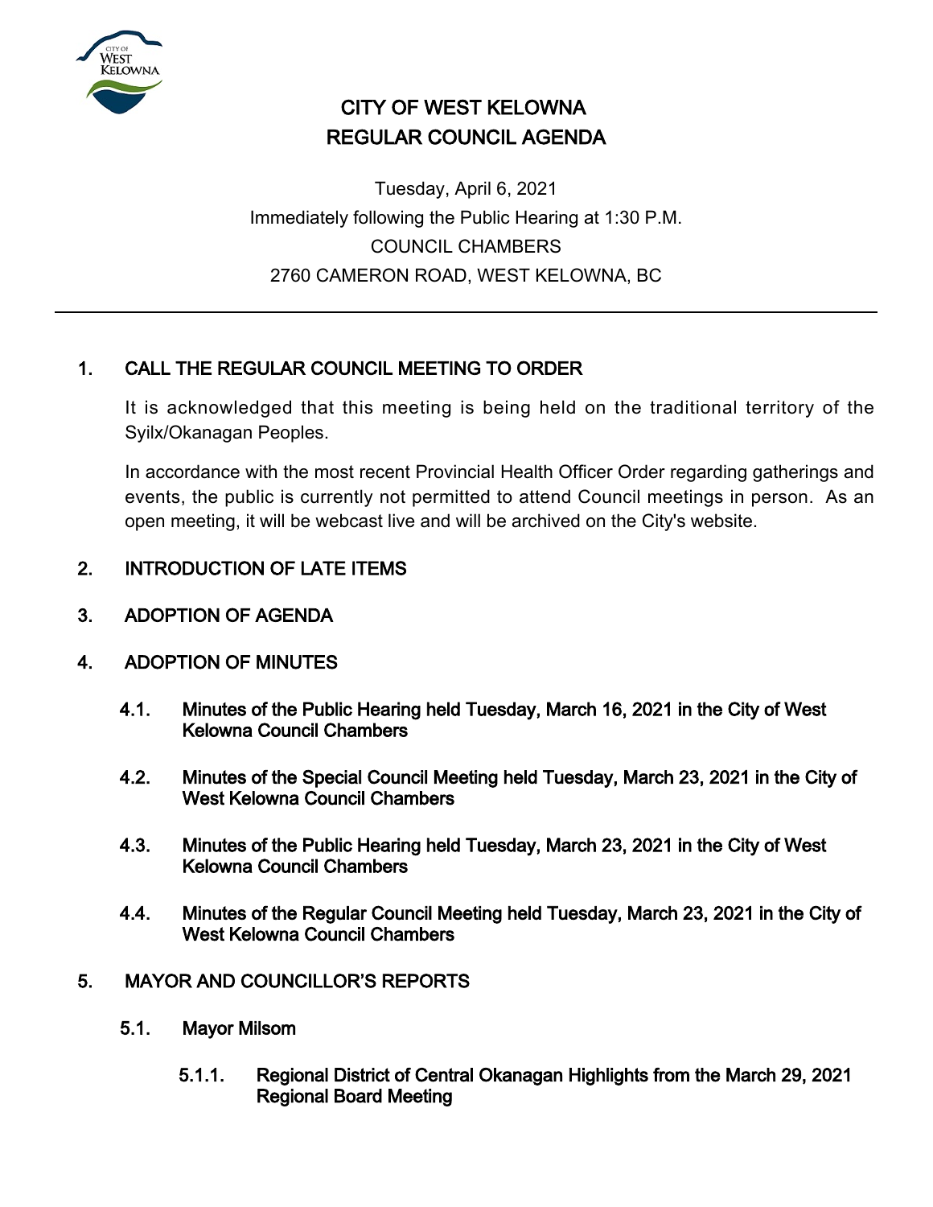# CITY OF WEST KELOWNA
# REGULAR COUNCIL AGENDA

Tuesday, April 6, 2021
Immediately following the Public Hearing at 1:30 P.M.
COUNCIL CHAMBERS
2760 CAMERON ROAD, WEST KELOWNA, BC

---

## 1. CALL THE REGULAR COUNCIL MEETING TO ORDER

It is acknowledged that this meeting is being held on the traditional territory of the Syilx/Okanagan Peoples.

In accordance with the most recent Provincial Health Officer Order regarding gatherings and events, the public is currently not permitted to attend Council meetings in person. As an open meeting, it will be webcast live and will be archived on the City's website.

## 2. INTRODUCTION OF LATE ITEMS

## 3. ADOPTION OF AGENDA

## 4. ADOPTION OF MINUTES

### 4.1. Minutes of the Public Hearing held Tuesday, March 16, 2021 in the City of West Kelowna Council Chambers

### 4.2. Minutes of the Special Council Meeting held Tuesday, March 23, 2021 in the City of West Kelowna Council Chambers

### 4.3. Minutes of the Public Hearing held Tuesday, March 23, 2021 in the City of West Kelowna Council Chambers

### 4.4. Minutes of the Regular Council Meeting held Tuesday, March 23, 2021 in the City of West Kelowna Council Chambers

## 5. MAYOR AND COUNCILLOR'S REPORTS

### 5.1. Mayor Milsom

#### 5.1.1. Regional District of Central Okanagan Highlights from the March 29, 2021 Regional Board Meeting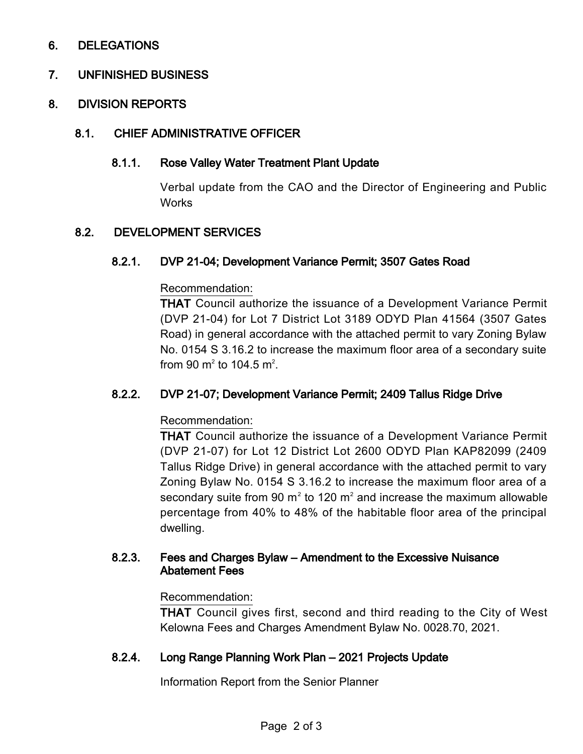## 6. DELEGATIONS

## 7. UNFINISHED BUSINESS

## 8. DIVISION REPORTS

### 8.1. CHIEF ADMINISTRATIVE OFFICER

#### 8.1.1. Rose Valley Water Treatment Plant Update

Verbal update from the CAO and the Director of Engineering and Public Works

### 8.2. DEVELOPMENT SERVICES

#### 8.2.1. DVP 21-04; Development Variance Permit; 3507 Gates Road

Recommendation:

**THAT** Council authorize the issuance of a Development Variance Permit (DVP 21-04) for Lot 7 District Lot 3189 ODYD Plan 41564 (3507 Gates Road) in general accordance with the attached permit to vary Zoning Bylaw No. 0154 S 3.16.2 to increase the maximum floor area of a secondary suite from 90 $m^2$ to 104.5 $m^2$.

#### 8.2.2. DVP 21-07; Development Variance Permit; 2409 Tallus Ridge Drive

Recommendation:

**THAT** Council authorize the issuance of a Development Variance Permit (DVP 21-07) for Lot 12 District Lot 2600 ODYD Plan KAP82099 (2409 Tallus Ridge Drive) in general accordance with the attached permit to vary Zoning Bylaw No. 0154 S 3.16.2 to increase the maximum floor area of a secondary suite from 90 $m^2$ to 120 $m^2$ and increase the maximum allowable percentage from 40% to 48% of the habitable floor area of the principal dwelling.

#### 8.2.3. Fees and Charges Bylaw – Amendment to the Excessive Nuisance Abatement Fees

Recommendation:

**THAT** Council gives first, second and third reading to the City of West Kelowna Fees and Charges Amendment Bylaw No. 0028.70, 2021.

#### 8.2.4. Long Range Planning Work Plan – 2021 Projects Update

Information Report from the Senior Planner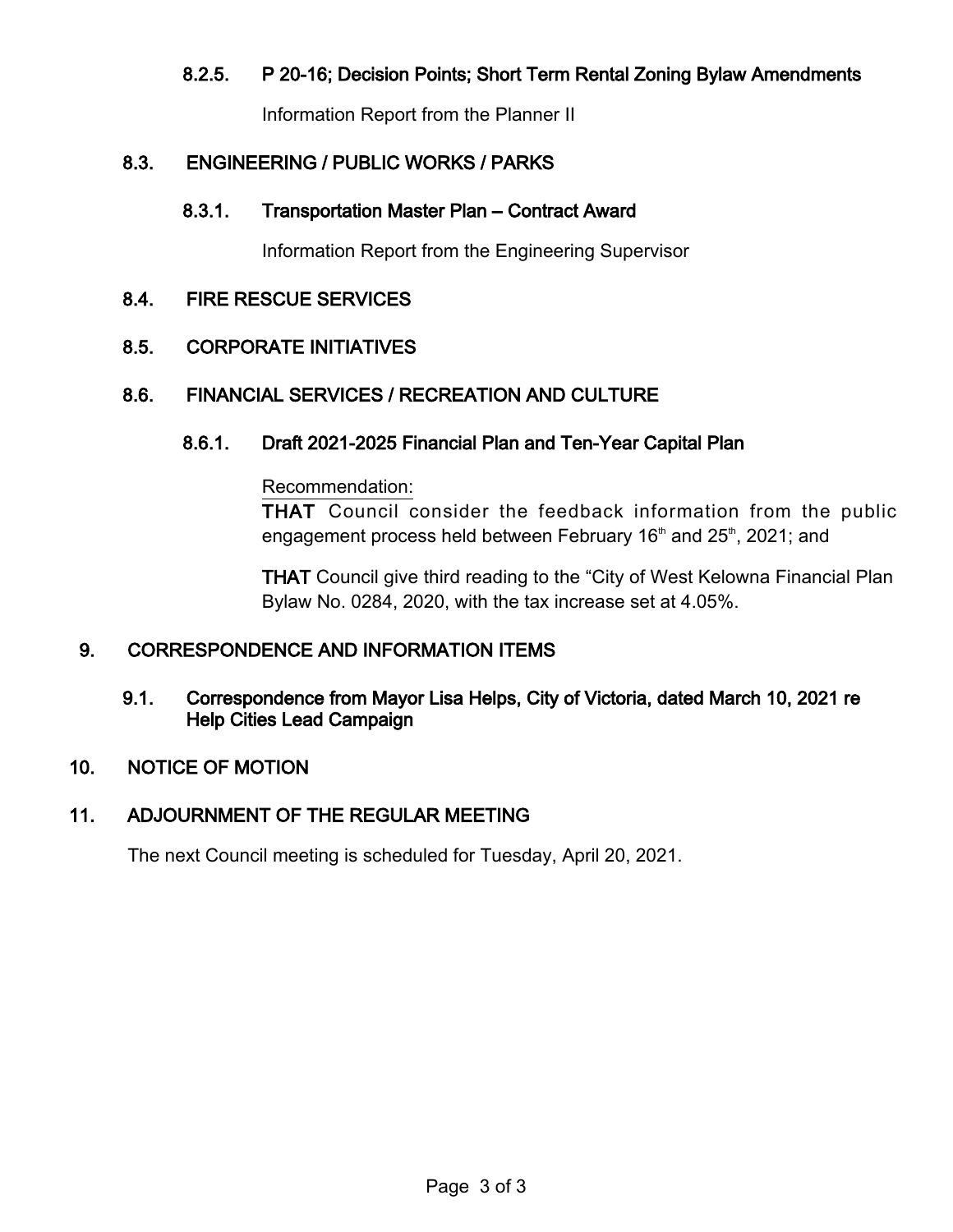#### 8.2.5. P 20-16; Decision Points; Short Term Rental Zoning Bylaw Amendments

Information Report from the Planner II

### 8.3. ENGINEERING / PUBLIC WORKS / PARKS

#### 8.3.1. Transportation Master Plan – Contract Award

Information Report from the Engineering Supervisor

### 8.4. FIRE RESCUE SERVICES

### 8.5. CORPORATE INITIATIVES

### 8.6. FINANCIAL SERVICES / RECREATION AND CULTURE

#### 8.6.1. Draft 2021-2025 Financial Plan and Ten-Year Capital Plan

Recommendation:

**THAT** Council consider the feedback information from the public engagement process held between February 16th and 25th, 2021; and

**THAT** Council give third reading to the "City of West Kelowna Financial Plan Bylaw No. 0284, 2020, with the tax increase set at 4.05%.

## 9. CORRESPONDENCE AND INFORMATION ITEMS

### 9.1. Correspondence from Mayor Lisa Helps, City of Victoria, dated March 10, 2021 re Help Cities Lead Campaign

## 10. NOTICE OF MOTION

## 11. ADJOURNMENT OF THE REGULAR MEETING

The next Council meeting is scheduled for Tuesday, April 20, 2021.